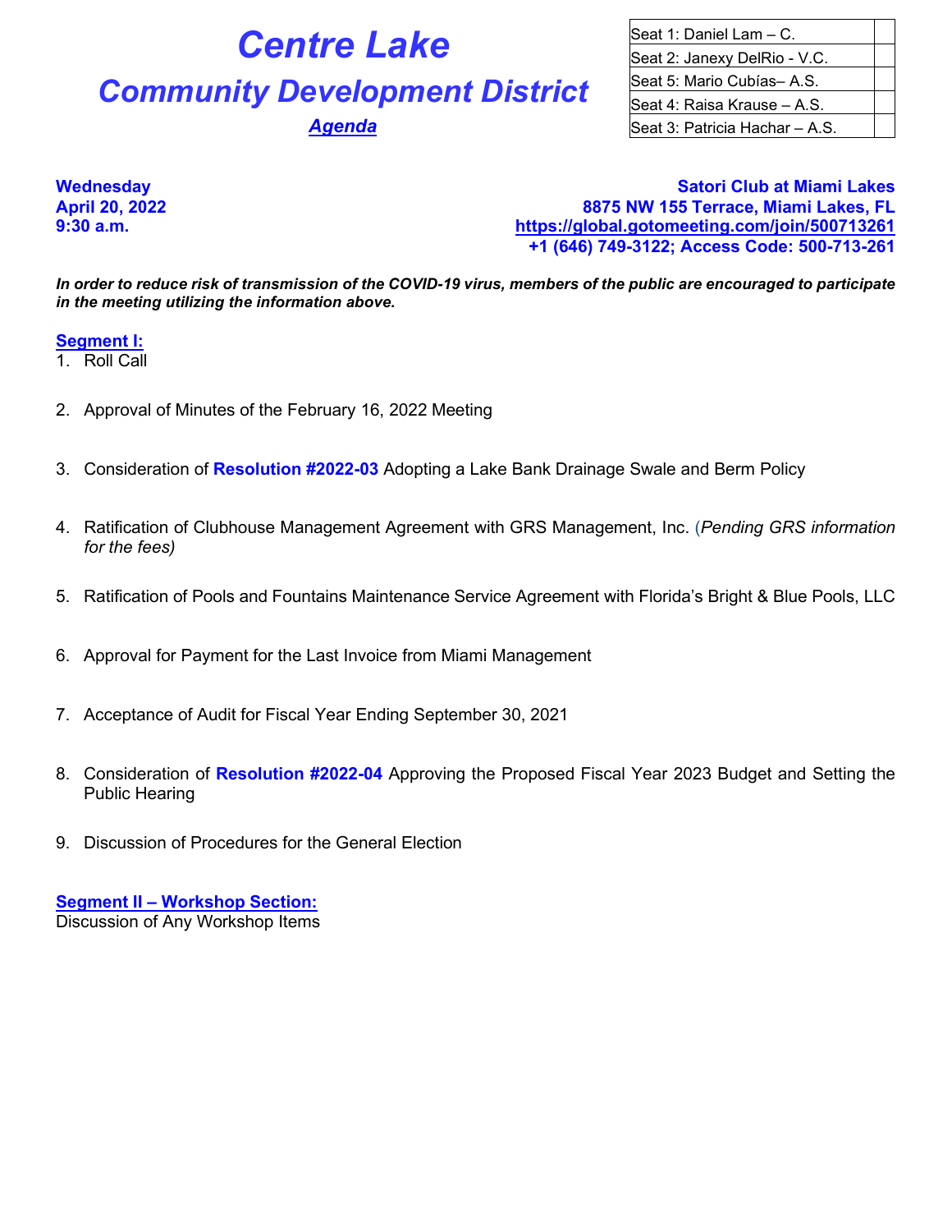# Centre Lake

## Community Development District

**Agenda**

| Seat 1: Daniel Lam – C. | |
|---|---|
| Seat 2: Janexy DelRio - V.C. | |
| Seat 5: Mario Cubías– A.S. | |
| Seat 4: Raisa Krause – A.S. | |
| Seat 3: Patricia Hachar – A.S. | |

**Wednesday**
**April 20, 2022**
**9:30 a.m.**

**Satori Club at Miami Lakes**
**8875 NW 155 Terrace, Miami Lakes, FL**
**https://global.gotomeeting.com/join/500713261**
**+1 (646) 749-3122; Access Code: 500-713-261**

***In order to reduce risk of transmission of the COVID-19 virus, members of the public are encouraged to participate in the meeting utilizing the information above.***

**Segment I:**

1. Roll Call
2. Approval of Minutes of the February 16, 2022 Meeting
3. Consideration of **Resolution #2022-03** Adopting a Lake Bank Drainage Swale and Berm Policy
4. Ratification of Clubhouse Management Agreement with GRS Management, Inc. (*Pending GRS information for the fees)*
5. Ratification of Pools and Fountains Maintenance Service Agreement with Florida's Bright & Blue Pools, LLC
6. Approval for Payment for the Last Invoice from Miami Management
7. Acceptance of Audit for Fiscal Year Ending September 30, 2021
8. Consideration of **Resolution #2022-04** Approving the Proposed Fiscal Year 2023 Budget and Setting the Public Hearing
9. Discussion of Procedures for the General Election

**Segment II – Workshop Section:**

Discussion of Any Workshop Items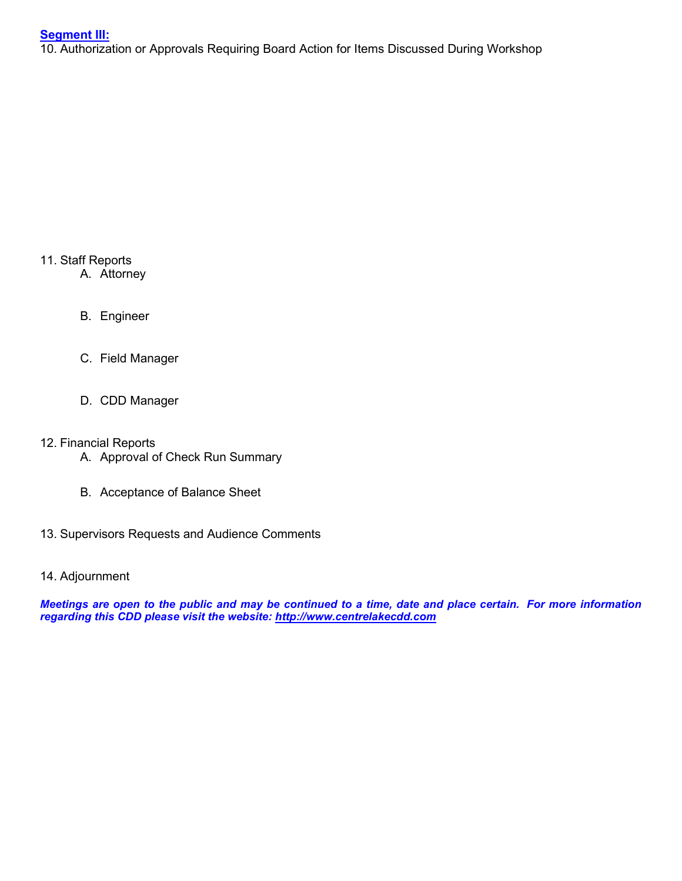**Segment III:**

10. Authorization or Approvals Requiring Board Action for Items Discussed During Workshop

11. Staff Reports
    A. Attorney

    B. Engineer

    C. Field Manager

    D. CDD Manager

12. Financial Reports
    A. Approval of Check Run Summary

    B. Acceptance of Balance Sheet

13. Supervisors Requests and Audience Comments

14. Adjournment

***Meetings are open to the public and may be continued to a time, date and place certain. For more information regarding this CDD please visit the website: http://www.centrelakecdd.com***